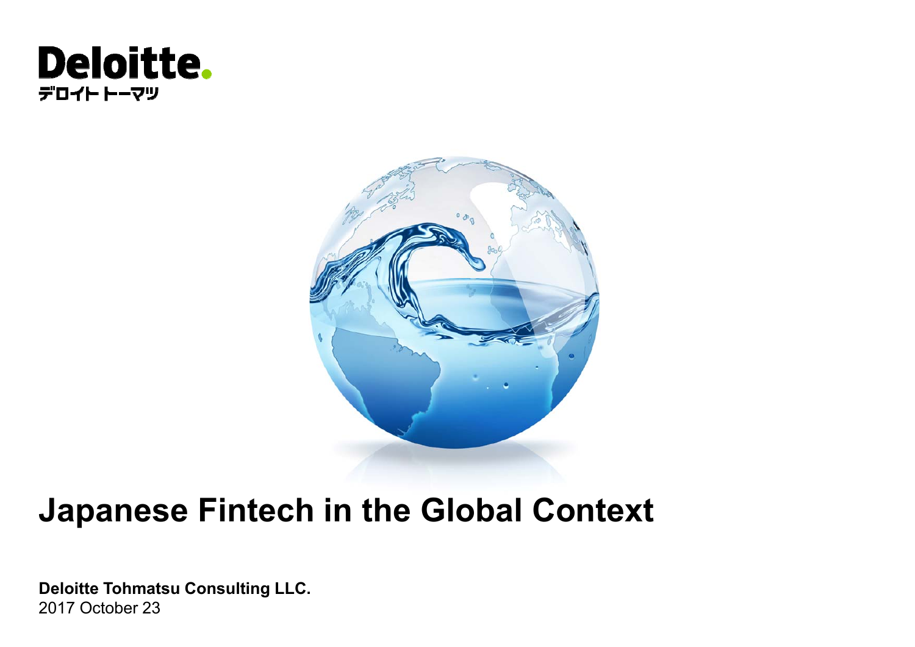Deloitte.
デロイト トーマツ

# Japanese Fintech in the Global Context

**Deloitte Tohmatsu Consulting LLC.**
2017 October 23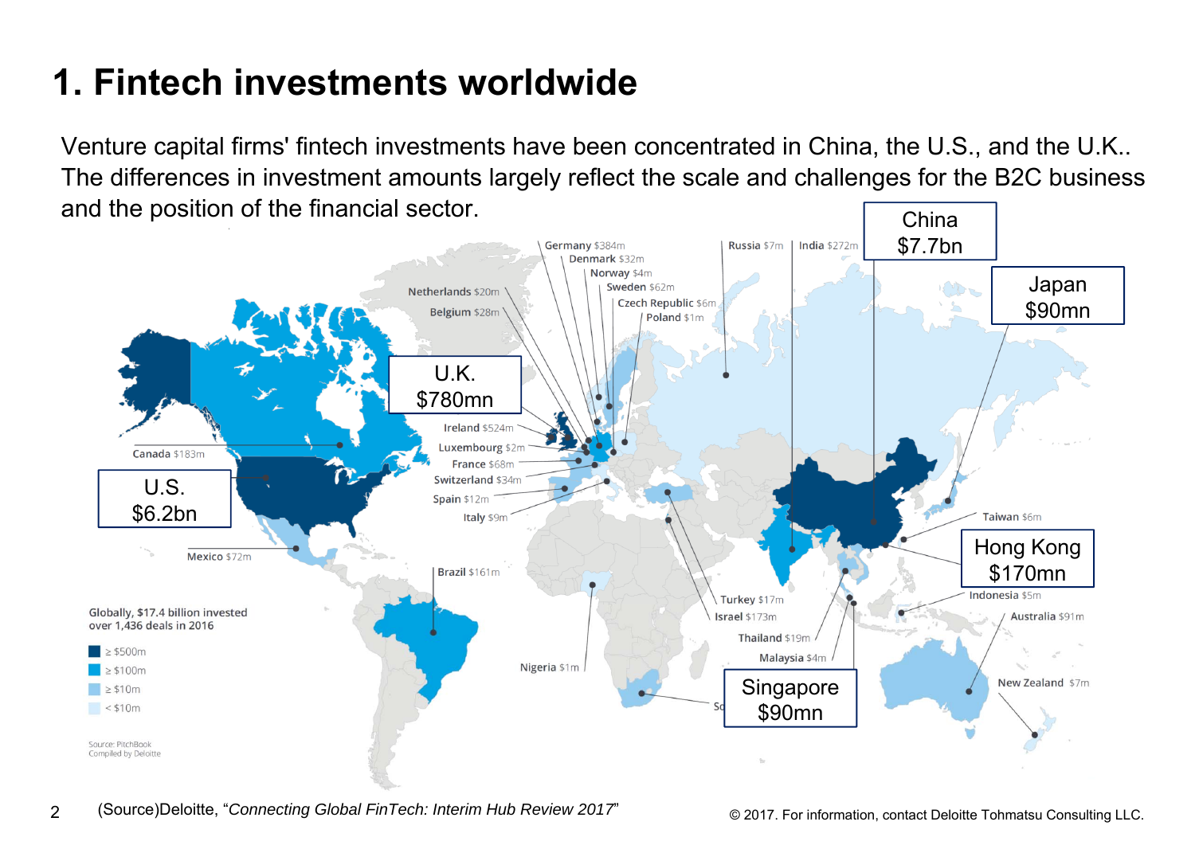# 1. Fintech investments worldwide

Venture capital firms' fintech investments have been concentrated in China, the U.S., and the U.K.. The differences in investment amounts largely reflect the scale and challenges for the B2C business and the position of the financial sector.

China $7.7bn

Japan $90mn

U.K. $780mn

U.S. $6.2bn

Hong Kong $170mn

Singapore $90mn

Germany $384m
Denmark $32m
Norway $4m
Sweden $62m
Czech Republic $6m
Poland $1m
Russia $7m
India $272m
Netherlands $20m
Belgium $28m
Ireland $524m
Luxembourg $2m
France $68m
Switzerland $34m
Spain $12m
Italy $9m
Canada $183m
Mexico $72m
Brazil $161m
Nigeria $1m
Turkey $17m
Israel $173m
Thailand $19m
Malaysia $4m
Taiwan $6m
Indonesia $5m
Australia $91m
New Zealand $7m

Globally, $17.4 billion invested over 1,436 deals in 2016

- ≥ $500m
- ≥ $100m
- ≥ $10m
- < $10m

Source: PitchBook
Compiled by Deloitte

(Source)Deloitte, "*Connecting Global FinTech: Interim Hub Review 2017*"

© 2017. For information, contact Deloitte Tohmatsu Consulting LLC.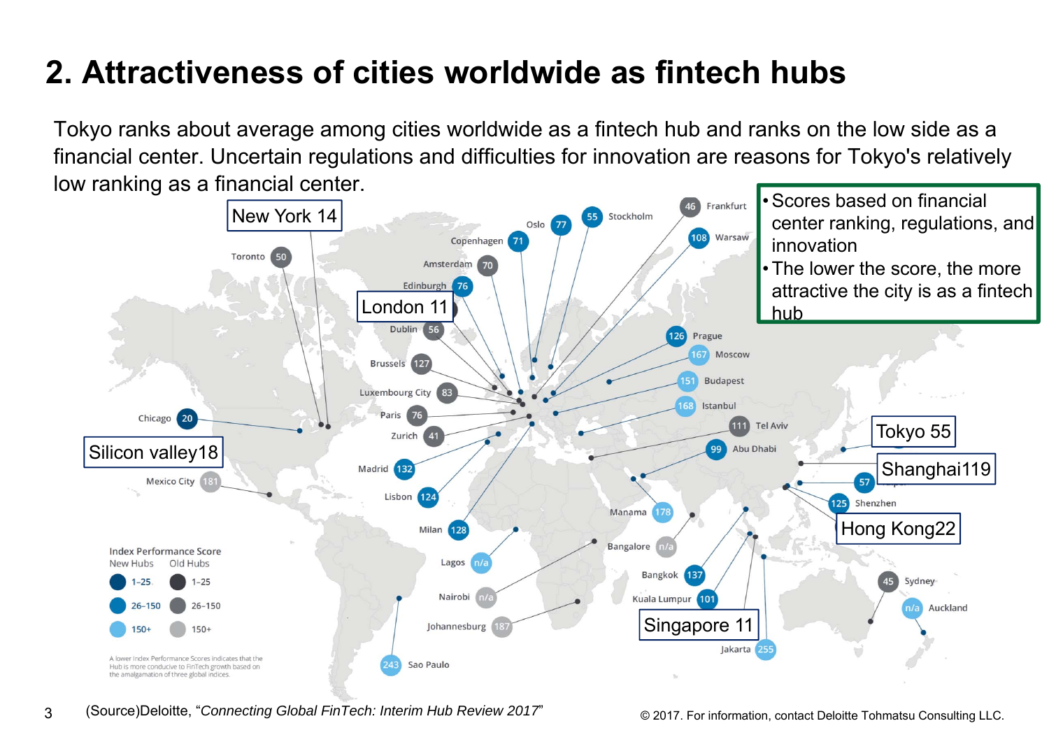# 2. Attractiveness of cities worldwide as fintech hubs

Tokyo ranks about average among cities worldwide as a fintech hub and ranks on the low side as a financial center. Uncertain regulations and difficulties for innovation are reasons for Tokyo's relatively low ranking as a financial center.

- Scores based on financial center ranking, regulations, and innovation
- The lower the score, the more attractive the city is as a fintech hub

New York 14

London 11

Silicon valley18

Tokyo 55

Shanghai119

Hong Kong22

Singapore 11

Toronto 50, Chicago 20, Mexico City 181, Oslo 77, Stockholm 55, Frankfurt 46, Copenhagen 71, Warsaw 108, Amsterdam 70, Edinburgh 76, Dublin 56, Prague 126, Moscow 167, Brussels 127, Budapest 151, Luxembourg City 83, Istanbul 168, Paris 76, Tel Aviv 111, Zurich 41, Abu Dhabi 99, Madrid 132, 57, Lisbon 124, Shenzhen 125, Manama 178, Milan 128, Bangalore n/a, Lagos n/a, Bangkok 137, Sydney 45, Nairobi n/a, Kuala Lumpur 101, Auckland n/a, Johannesburg 187, Jakarta 255, Sao Paulo 243

Index Performance Score

| New Hubs | Old Hubs |
|---|---|
| 1–25 | 1–25 |
| 26–150 | 26–150 |
| 150+ | 150+ |

A lower Index Performance Scores indicates that the Hub is more conducive to FinTech growth based on the amalgamation of three global indices.

(Source)Deloitte, "*Connecting Global FinTech: Interim Hub Review 2017*"

© 2017. For information, contact Deloitte Tohmatsu Consulting LLC.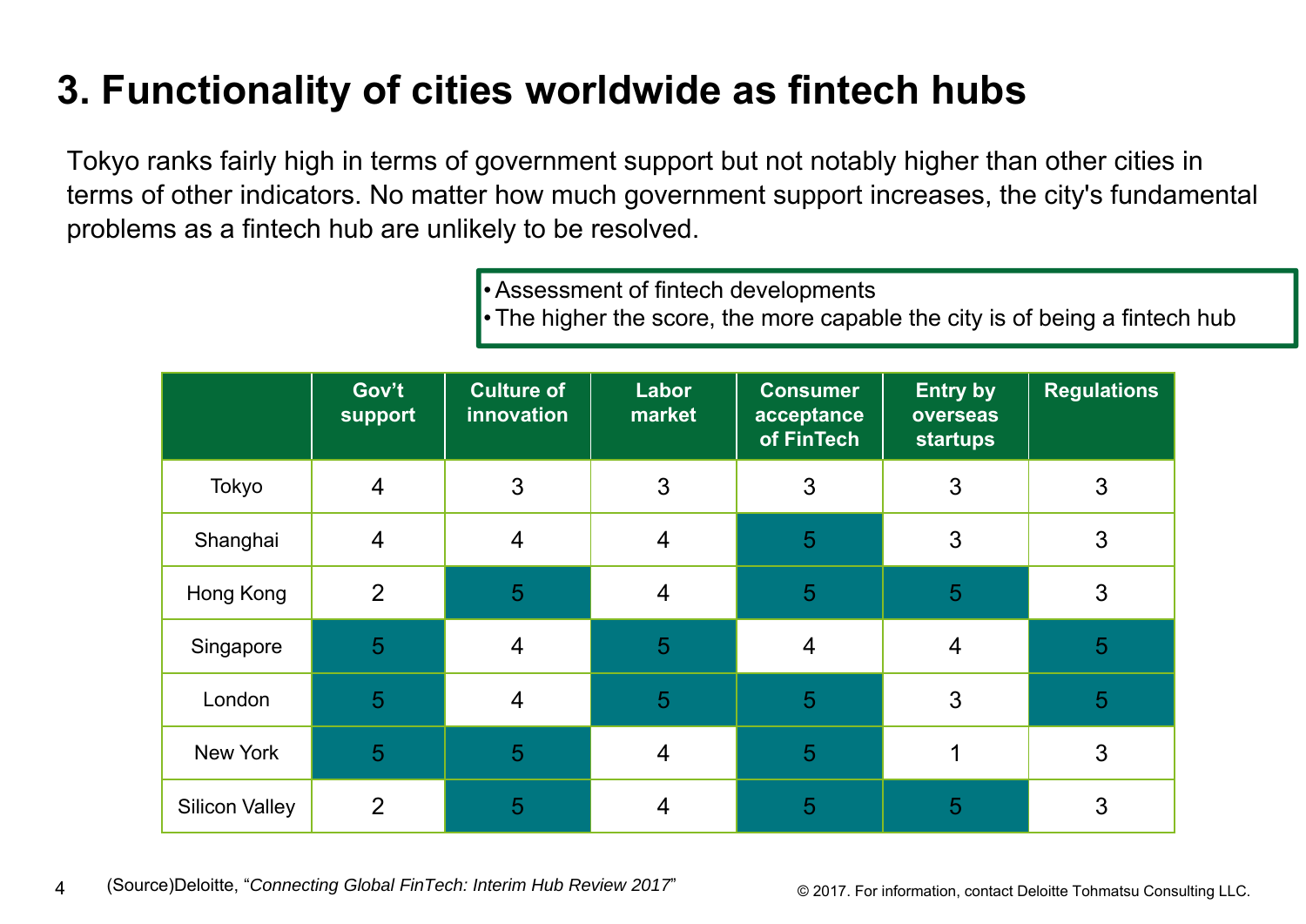# 3. Functionality of cities worldwide as fintech hubs

Tokyo ranks fairly high in terms of government support but not notably higher than other cities in terms of other indicators. No matter how much government support increases, the city's fundamental problems as a fintech hub are unlikely to be resolved.

- Assessment of fintech developments
- The higher the score, the more capable the city is of being a fintech hub

| | Gov't support | Culture of innovation | Labor market | Consumer acceptance of FinTech | Entry by overseas startups | Regulations |
|---|---|---|---|---|---|---|
| Tokyo | 4 | 3 | 3 | 3 | 3 | 3 |
| Shanghai | 4 | 4 | 4 | 5 | 3 | 3 |
| Hong Kong | 2 | 5 | 4 | 5 | 5 | 3 |
| Singapore | 5 | 4 | 5 | 4 | 4 | 5 |
| London | 5 | 4 | 5 | 5 | 3 | 5 |
| New York | 5 | 5 | 4 | 5 | 1 | 3 |
| Silicon Valley | 2 | 5 | 4 | 5 | 5 | 3 |

(Source)Deloitte, "*Connecting Global FinTech: Interim Hub Review 2017*"

© 2017. For information, contact Deloitte Tohmatsu Consulting LLC.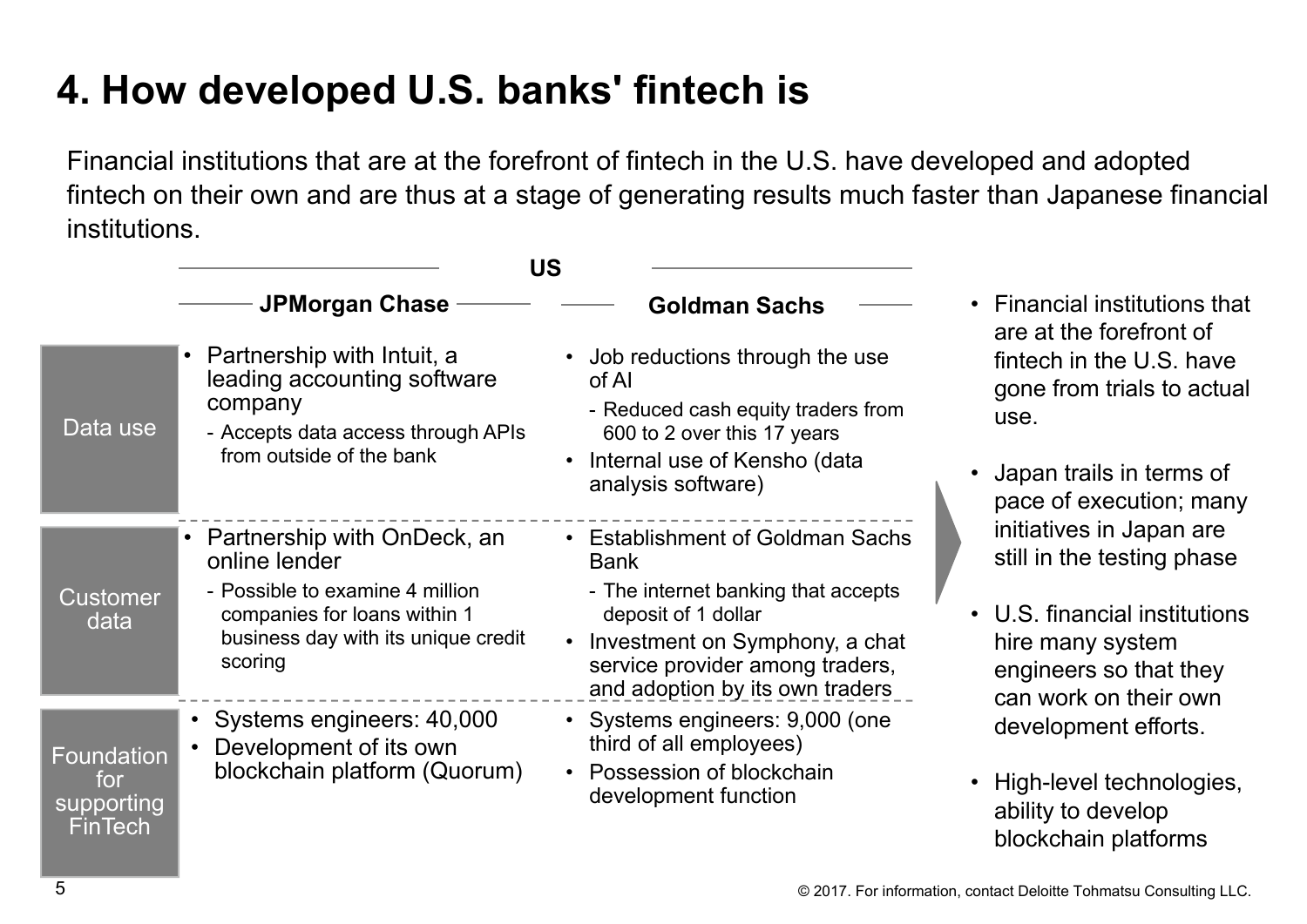# 4. How developed U.S. banks' fintech is

Financial institutions that are at the forefront of fintech in the U.S. have developed and adopted fintech on their own and are thus at a stage of generating results much faster than Japanese financial institutions.

| | US | |
|---|---|---|
| | **JPMorgan Chase** | **Goldman Sachs** |
| Data use | • Partnership with Intuit, a leading accounting software company<br>- Accepts data access through APIs from outside of the bank | • Job reductions through the use of AI<br>- Reduced cash equity traders from 600 to 2 over this 17 years<br>• Internal use of Kensho (data analysis software) |
| Customer data | • Partnership with OnDeck, an online lender<br>- Possible to examine 4 million companies for loans within 1 business day with its unique credit scoring | • Establishment of Goldman Sachs Bank<br>- The internet banking that accepts deposit of 1 dollar<br>• Investment on Symphony, a chat service provider among traders, and adoption by its own traders |
| Foundation for supporting FinTech | • Systems engineers: 40,000<br>• Development of its own blockchain platform (Quorum) | • Systems engineers: 9,000 (one third of all employees)<br>• Possession of blockchain development function |

- Financial institutions that are at the forefront of fintech in the U.S. have gone from trials to actual use.
- Japan trails in terms of pace of execution; many initiatives in Japan are still in the testing phase
- U.S. financial institutions hire many system engineers so that they can work on their own development efforts.
- High-level technologies, ability to develop blockchain platforms

© 2017. For information, contact Deloitte Tohmatsu Consulting LLC.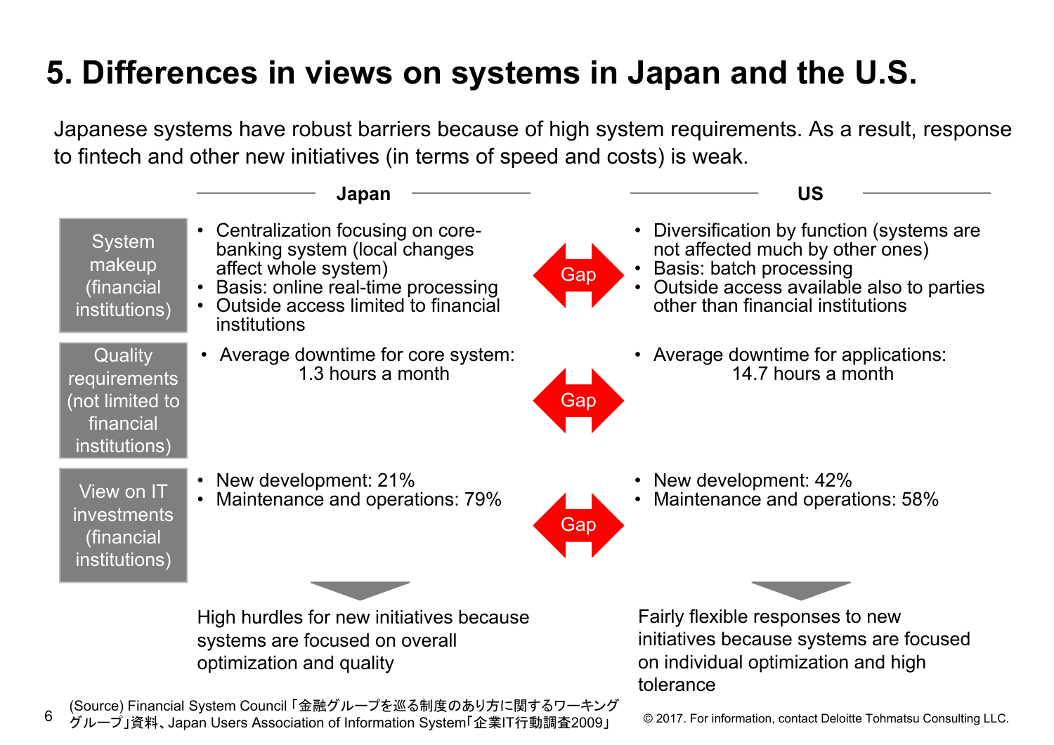# 5. Differences in views on systems in Japan and the U.S.

Japanese systems have robust barriers because of high system requirements. As a result, response to fintech and other new initiatives (in terms of speed and costs) is weak.

| | Japan | | US |
|---|---|---|---|
| System makeup (financial institutions) | • Centralization focusing on core-banking system (local changes affect whole system)<br>• Basis: online real-time processing<br>• Outside access limited to financial institutions | Gap | • Diversification by function (systems are not affected much by other ones)<br>• Basis: batch processing<br>• Outside access available also to parties other than financial institutions |
| Quality requirements (not limited to financial institutions) | • Average downtime for core system: 1.3 hours a month | Gap | • Average downtime for applications: 14.7 hours a month |
| View on IT investments (financial institutions) | • New development: 21%<br>• Maintenance and operations: 79% | Gap | • New development: 42%<br>• Maintenance and operations: 58% |
| | High hurdles for new initiatives because systems are focused on overall optimization and quality | | Fairly flexible responses to new initiatives because systems are focused on individual optimization and high tolerance |

(Source) Financial System Council「金融グループを巡る制度のあり方に関するワーキンググループ」資料、Japan Users Association of Information System「企業IT行動調査2009」

© 2017. For information, contact Deloitte Tohmatsu Consulting LLC.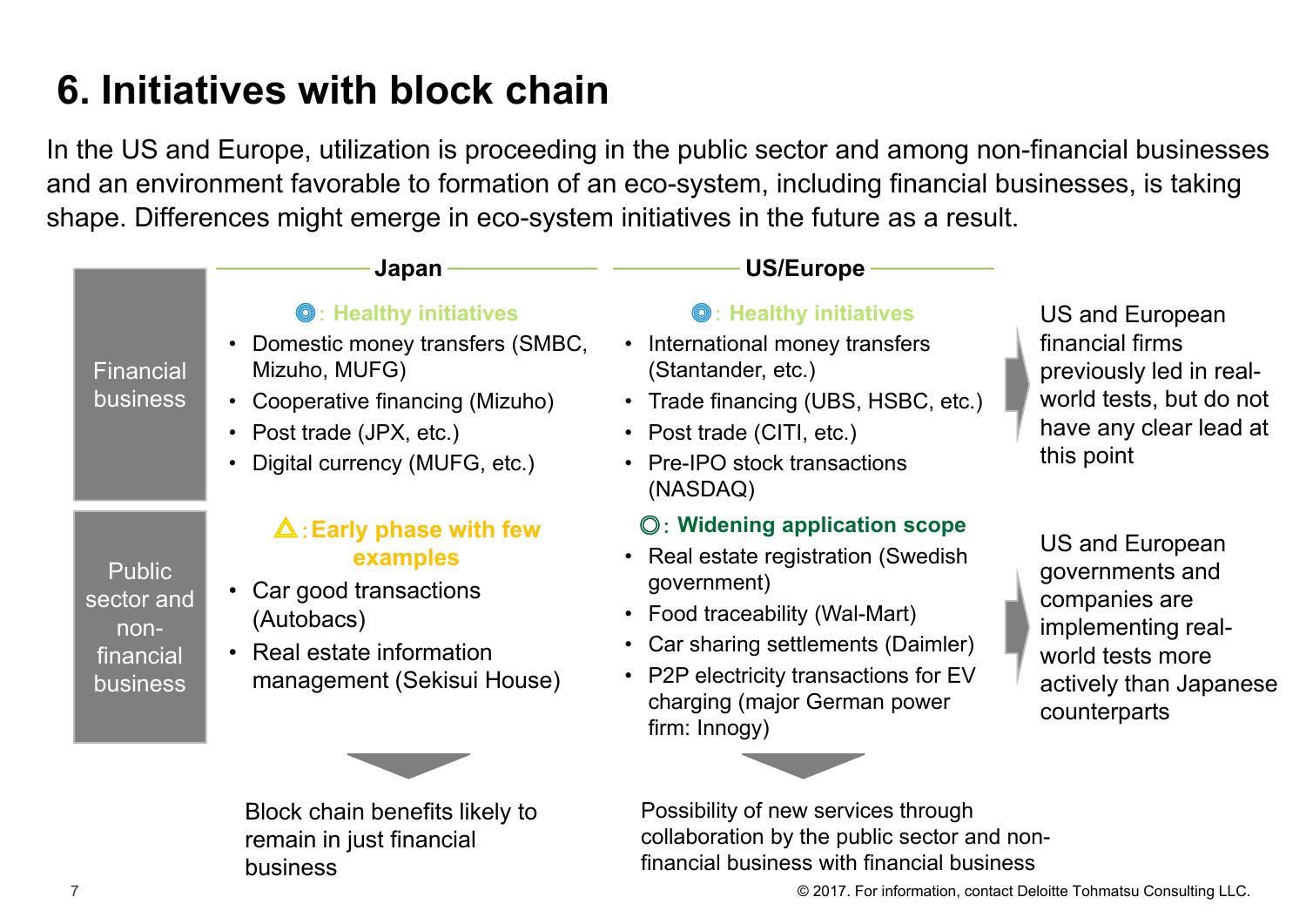# 6. Initiatives with block chain

In the US and Europe, utilization is proceeding in the public sector and among non-financial businesses and an environment favorable to formation of an eco-system, including financial businesses, is taking shape. Differences might emerge in eco-system initiatives in the future as a result.

| | Japan | US/Europe | |
|---|---|---|---|
| Financial business | ◎: Healthy initiatives<br>• Domestic money transfers (SMBC, Mizuho, MUFG)<br>• Cooperative financing (Mizuho)<br>• Post trade (JPX, etc.)<br>• Digital currency (MUFG, etc.) | ◎: Healthy initiatives<br>• International money transfers (Stantander, etc.)<br>• Trade financing (UBS, HSBC, etc.)<br>• Post trade (CITI, etc.)<br>• Pre-IPO stock transactions (NASDAQ) | US and European financial firms previously led in real-world tests, but do not have any clear lead at this point |
| Public sector and non-financial business | △: Early phase with few examples<br>• Car good transactions (Autobacs)<br>• Real estate information management (Sekisui House) | ◎: Widening application scope<br>• Real estate registration (Swedish government)<br>• Food traceability (Wal-Mart)<br>• Car sharing settlements (Daimler)<br>• P2P electricity transactions for EV charging (major German power firm: Innogy) | US and European governments and companies are implementing real-world tests more actively than Japanese counterparts |
| | Block chain benefits likely to remain in just financial business | Possibility of new services through collaboration by the public sector and non-financial business with financial business | |

© 2017. For information, contact Deloitte Tohmatsu Consulting LLC.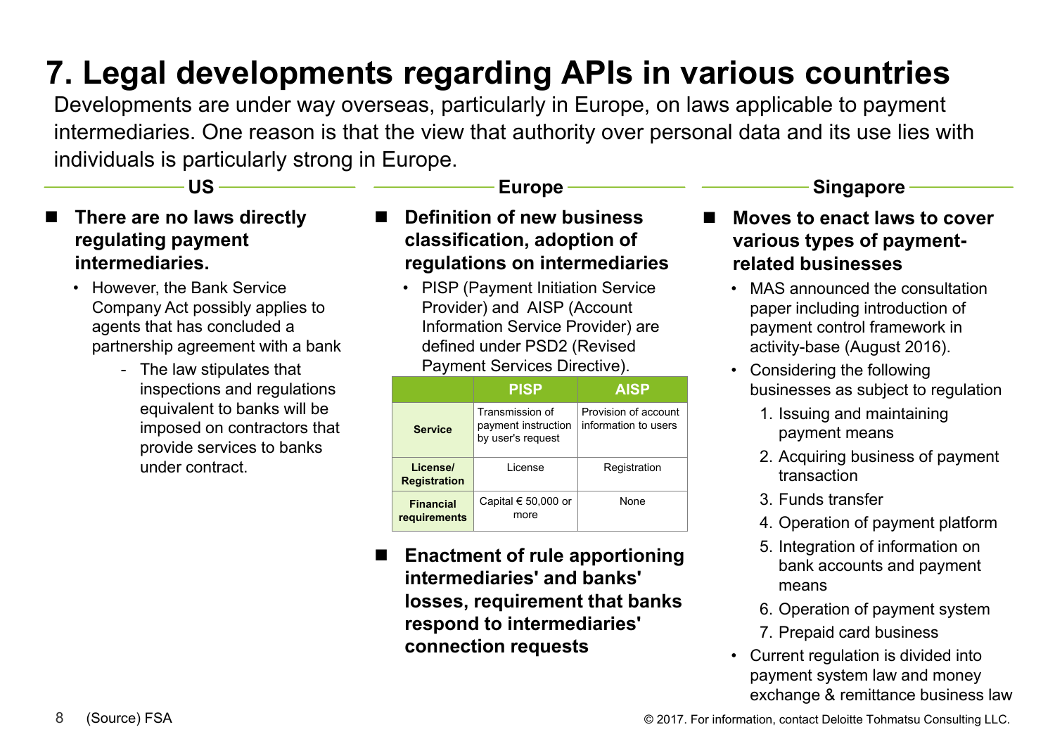# 7. Legal developments regarding APIs in various countries

Developments are under way overseas, particularly in Europe, on laws applicable to payment intermediaries. One reason is that the view that authority over personal data and its use lies with individuals is particularly strong in Europe.

## US

- **There are no laws directly regulating payment intermediaries.**
  - However, the Bank Service Company Act possibly applies to agents that has concluded a partnership agreement with a bank
    - The law stipulates that inspections and regulations equivalent to banks will be imposed on contractors that provide services to banks under contract.

## Europe

- **Definition of new business classification, adoption of regulations on intermediaries**
  - PISP (Payment Initiation Service Provider) and AISP (Account Information Service Provider) are defined under PSD2 (Revised Payment Services Directive).

| | PISP | AISP |
|---|---|---|
| Service | Transmission of payment instruction by user's request | Provision of account information to users |
| License/ Registration | License | Registration |
| Financial requirements | Capital € 50,000 or more | None |

- **Enactment of rule apportioning intermediaries' and banks' losses, requirement that banks respond to intermediaries' connection requests**

## Singapore

- **Moves to enact laws to cover various types of payment-related businesses**
  - MAS announced the consultation paper including introduction of payment control framework in activity-base (August 2016).
  - Considering the following businesses as subject to regulation
    1. Issuing and maintaining payment means
    2. Acquiring business of payment transaction
    3. Funds transfer
    4. Operation of payment platform
    5. Integration of information on bank accounts and payment means
    6. Operation of payment system
    7. Prepaid card business
  - Current regulation is divided into payment system law and money exchange & remittance business law

(Source) FSA

© 2017. For information, contact Deloitte Tohmatsu Consulting LLC.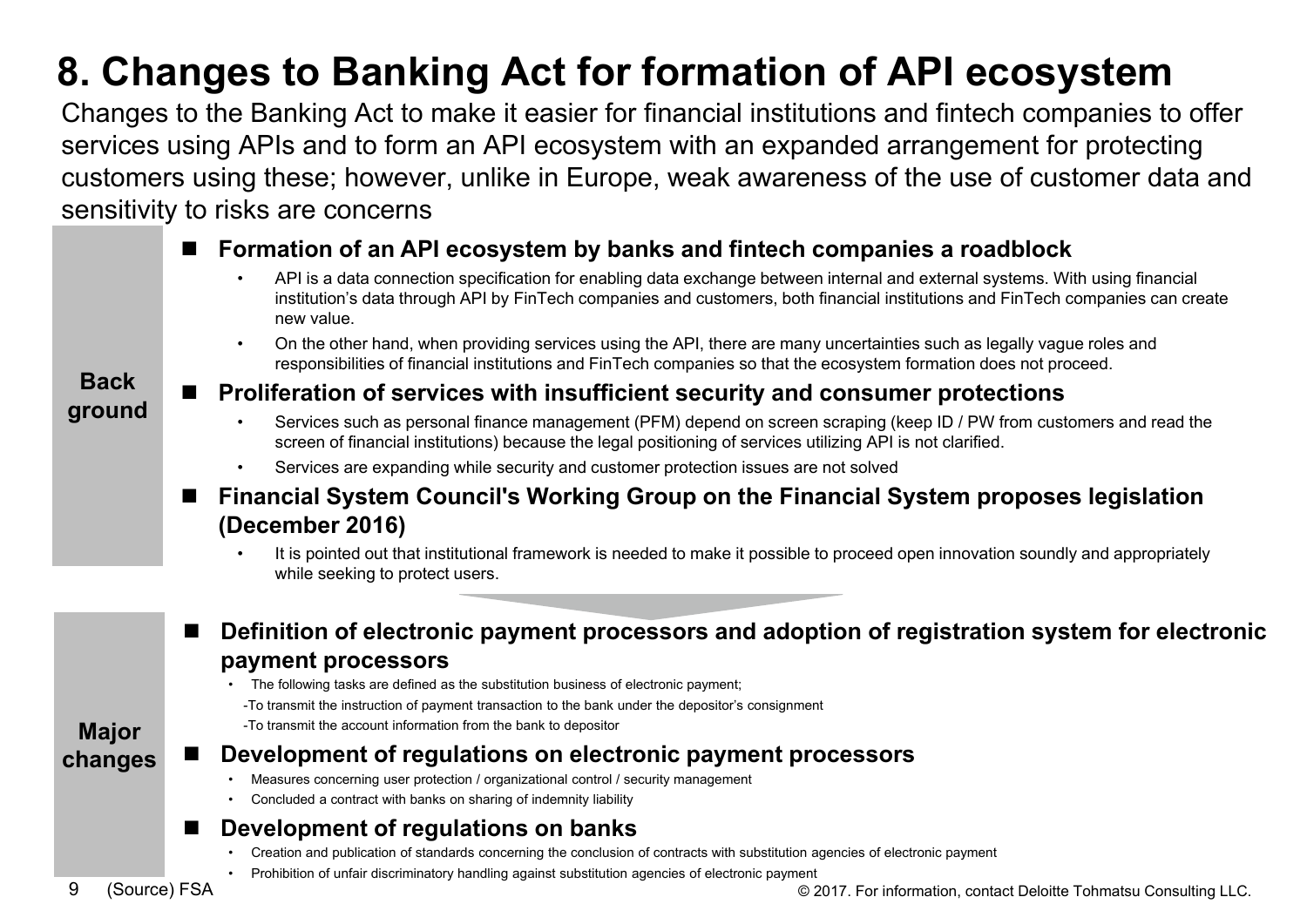# 8. Changes to Banking Act for formation of API ecosystem

Changes to the Banking Act to make it easier for financial institutions and fintech companies to offer services using APIs and to form an API ecosystem with an expanded arrangement for protecting customers using these; however, unlike in Europe, weak awareness of the use of customer data and sensitivity to risks are concerns

## Background

- **Formation of an API ecosystem by banks and fintech companies a roadblock**
  - API is a data connection specification for enabling data exchange between internal and external systems. With using financial institution's data through API by FinTech companies and customers, both financial institutions and FinTech companies can create new value.
  - On the other hand, when providing services using the API, there are many uncertainties such as legally vague roles and responsibilities of financial institutions and FinTech companies so that the ecosystem formation does not proceed.
- **Proliferation of services with insufficient security and consumer protections**
  - Services such as personal finance management (PFM) depend on screen scraping (keep ID / PW from customers and read the screen of financial institutions) because the legal positioning of services utilizing API is not clarified.
  - Services are expanding while security and customer protection issues are not solved
- **Financial System Council's Working Group on the Financial System proposes legislation (December 2016)**
  - It is pointed out that institutional framework is needed to make it possible to proceed open innovation soundly and appropriately while seeking to protect users.

## Major changes

- **Definition of electronic payment processors and adoption of registration system for electronic payment processors**
  - The following tasks are defined as the substitution business of electronic payment;
    - -To transmit the instruction of payment transaction to the bank under the depositor's consignment
    - -To transmit the account information from the bank to depositor
- **Development of regulations on electronic payment processors**
  - Measures concerning user protection / organizational control / security management
  - Concluded a contract with banks on sharing of indemnity liability
- **Development of regulations on banks**
  - Creation and publication of standards concerning the conclusion of contracts with substitution agencies of electronic payment
  - Prohibition of unfair discriminatory handling against substitution agencies of electronic payment

(Source) FSA

© 2017. For information, contact Deloitte Tohmatsu Consulting LLC.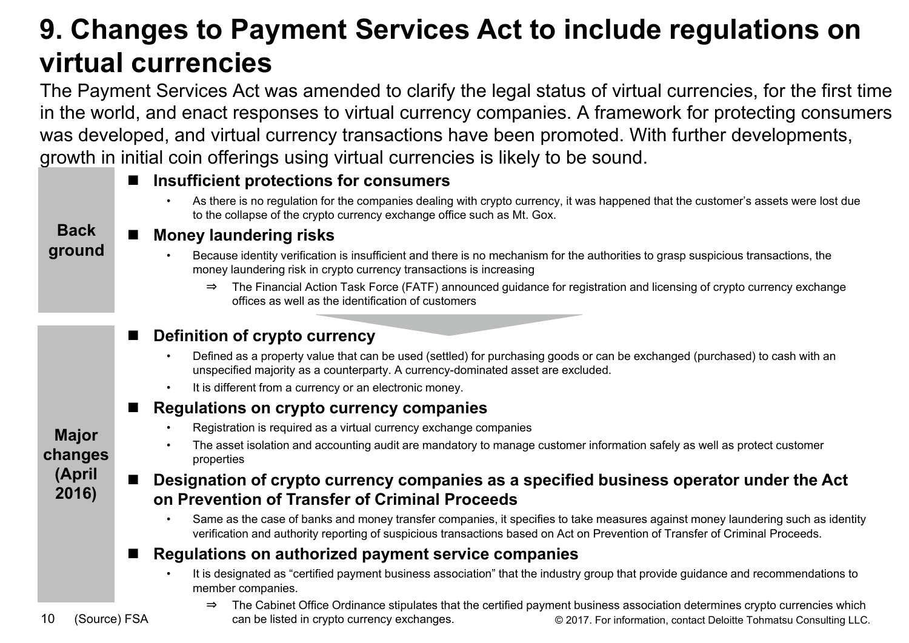# 9. Changes to Payment Services Act to include regulations on virtual currencies

The Payment Services Act was amended to clarify the legal status of virtual currencies, for the first time in the world, and enact responses to virtual currency companies. A framework for protecting consumers was developed, and virtual currency transactions have been promoted. With further developments, growth in initial coin offerings using virtual currencies is likely to be sound.

## Back ground

- **Insufficient protections for consumers**
  - As there is no regulation for the companies dealing with crypto currency, it was happened that the customer's assets were lost due to the collapse of the crypto currency exchange office such as Mt. Gox.
- **Money laundering risks**
  - Because identity verification is insufficient and there is no mechanism for the authorities to grasp suspicious transactions, the money laundering risk in crypto currency transactions is increasing
    - ⇒ The Financial Action Task Force (FATF) announced guidance for registration and licensing of crypto currency exchange offices as well as the identification of customers

## Major changes (April 2016)

- **Definition of crypto currency**
  - Defined as a property value that can be used (settled) for purchasing goods or can be exchanged (purchased) to cash with an unspecified majority as a counterparty. A currency-dominated asset are excluded.
  - It is different from a currency or an electronic money.
- **Regulations on crypto currency companies**
  - Registration is required as a virtual currency exchange companies
  - The asset isolation and accounting audit are mandatory to manage customer information safely as well as protect customer properties
- **Designation of crypto currency companies as a specified business operator under the Act on Prevention of Transfer of Criminal Proceeds**
  - Same as the case of banks and money transfer companies, it specifies to take measures against money laundering such as identity verification and authority reporting of suspicious transactions based on Act on Prevention of Transfer of Criminal Proceeds.
- **Regulations on authorized payment service companies**
  - It is designated as "certified payment business association" that the industry group that provide guidance and recommendations to member companies.
    - ⇒ The Cabinet Office Ordinance stipulates that the certified payment business association determines crypto currencies which can be listed in crypto currency exchanges.

(Source) FSA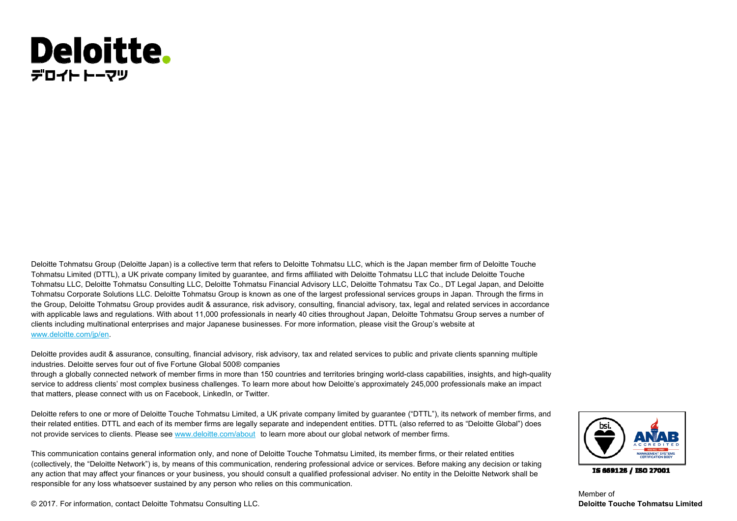Deloitte.

デロイト トーマツ

Deloitte Tohmatsu Group (Deloitte Japan) is a collective term that refers to Deloitte Tohmatsu LLC, which is the Japan member firm of Deloitte Touche Tohmatsu Limited (DTTL), a UK private company limited by guarantee, and firms affiliated with Deloitte Tohmatsu LLC that include Deloitte Touche Tohmatsu LLC, Deloitte Tohmatsu Consulting LLC, Deloitte Tohmatsu Financial Advisory LLC, Deloitte Tohmatsu Tax Co., DT Legal Japan, and Deloitte Tohmatsu Corporate Solutions LLC. Deloitte Tohmatsu Group is known as one of the largest professional services groups in Japan. Through the firms in the Group, Deloitte Tohmatsu Group provides audit & assurance, risk advisory, consulting, financial advisory, tax, legal and related services in accordance with applicable laws and regulations. With about 11,000 professionals in nearly 40 cities throughout Japan, Deloitte Tohmatsu Group serves a number of clients including multinational enterprises and major Japanese businesses. For more information, please visit the Group's website at www.deloitte.com/jp/en.

Deloitte provides audit & assurance, consulting, financial advisory, risk advisory, tax and related services to public and private clients spanning multiple industries. Deloitte serves four out of five Fortune Global 500® companies through a globally connected network of member firms in more than 150 countries and territories bringing world-class capabilities, insights, and high-quality service to address clients' most complex business challenges. To learn more about how Deloitte's approximately 245,000 professionals make an impact that matters, please connect with us on Facebook, LinkedIn, or Twitter.

Deloitte refers to one or more of Deloitte Touche Tohmatsu Limited, a UK private company limited by guarantee ("DTTL"), its network of member firms, and their related entities. DTTL and each of its member firms are legally separate and independent entities. DTTL (also referred to as "Deloitte Global") does not provide services to clients. Please see www.deloitte.com/about to learn more about our global network of member firms.

This communication contains general information only, and none of Deloitte Touche Tohmatsu Limited, its member firms, or their related entities (collectively, the "Deloitte Network") is, by means of this communication, rendering professional advice or services. Before making any decision or taking any action that may affect your finances or your business, you should consult a qualified professional adviser. No entity in the Deloitte Network shall be responsible for any loss whatsoever sustained by any person who relies on this communication.

© 2017. For information, contact Deloitte Tohmatsu Consulting LLC.

IS 669126 / ISO 27001

Member of
**Deloitte Touche Tohmatsu Limited**